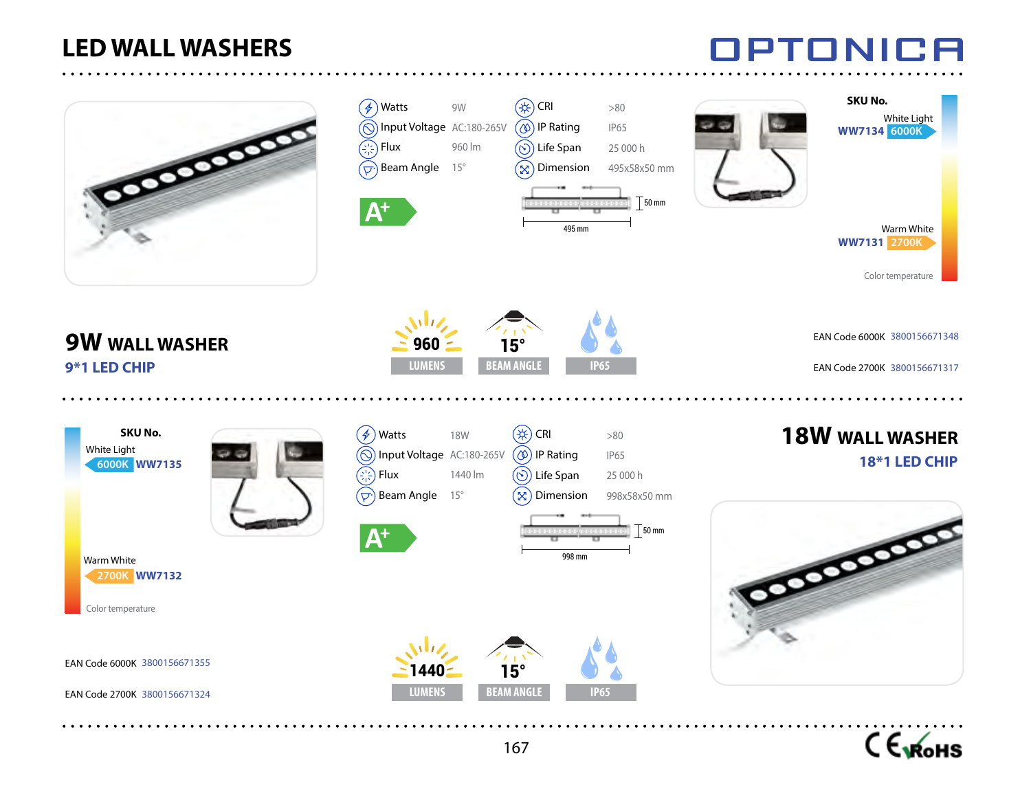# LED WALL WASHERS

OPTONICA

## 9W WALL WASHER

### 9*1 LED CHIP

| | | | |
|---|---|---|---|
| Watts | 9W | CRI | >80 |
| Input Voltage | AC:180-265V | IP Rating | IP65 |
| Flux | 960 lm | Life Span | 25 000 h |
| Beam Angle | 15° | Dimension | 495x58x50 mm |

A+

495 mm

50 mm

960 LUMENS

15° BEAM ANGLE

IP65

SKU No.

White Light WW7134 6000K

Warm White WW7131 2700K

Color temperature

EAN Code 6000K 3800156671348

EAN Code 2700K 3800156671317

## 18W WALL WASHER

### 18*1 LED CHIP

SKU No.

White Light 6000K WW7135

Warm White 2700K WW7132

Color temperature

| | | | |
|---|---|---|---|
| Watts | 18W | CRI | >80 |
| Input Voltage | AC:180-265V | IP Rating | IP65 |
| Flux | 1440 lm | Life Span | 25 000 h |
| Beam Angle | 15° | Dimension | 998x58x50 mm |

A+

998 mm

50 mm

1440 LUMENS

15° BEAM ANGLE

IP65

EAN Code 6000K 3800156671355

EAN Code 2700K 3800156671324

CE RoHS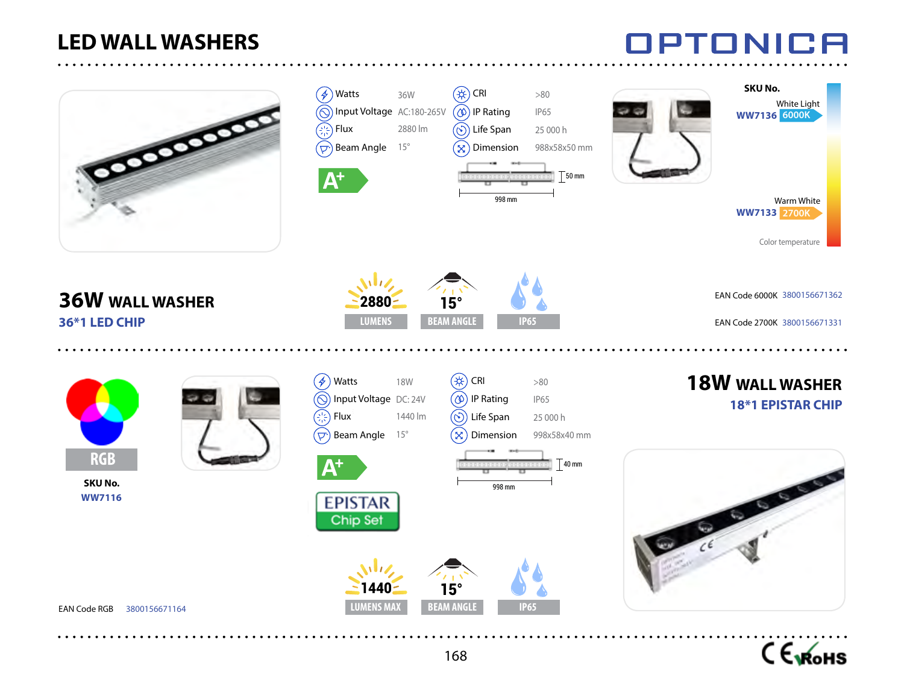# LED WALL WASHERS

OPTONICA

## 36W WALL WASHER

**36*1 LED CHIP**

| Spec | Value | Spec | Value |
|---|---|---|---|
| Watts | 36W | CRI | >80 |
| Input Voltage | AC:180-265V | IP Rating | IP65 |
| Flux | 2880 lm | Life Span | 25 000 h |
| Beam Angle | 15° | Dimension | 988x58x50 mm |

A+

50 mm

998 mm

**SKU No.**

White Light **WW7136** 6000K

Warm White **WW7133** 2700K

Color temperature

2880 LUMENS | 15° BEAM ANGLE | IP65

EAN Code 6000K 3800156671362

EAN Code 2700K 3800156671331

## 18W WALL WASHER

**18*1 EPISTAR CHIP**

RGB

**SKU No.**

**WW7116**

| Spec | Value | Spec | Value |
|---|---|---|---|
| Watts | 18W | CRI | >80 |
| Input Voltage | DC: 24V | IP Rating | IP65 |
| Flux | 1440 lm | Life Span | 25 000 h |
| Beam Angle | 15° | Dimension | 998x58x40 mm |

A+

EPISTAR Chip Set

40 mm

998 mm

1440 LUMENS MAX | 15° BEAM ANGLE | IP65

EAN Code RGB 3800156671164

CE RoHS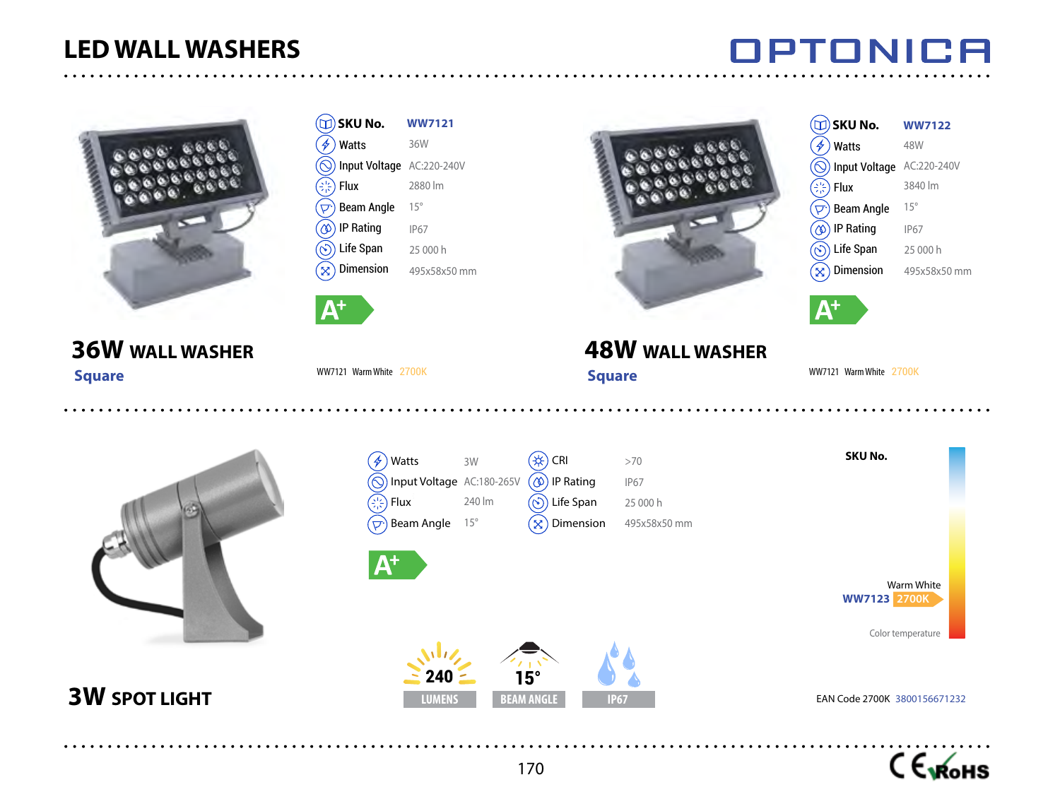# LED WALL WASHERS

OPTONICA

## 36W WALL WASHER

**Square**

| | |
|---|---|
| **SKU No.** | **WW7121** |
| Watts | 36W |
| Input Voltage | AC:220-240V |
| Flux | 2880 lm |
| Beam Angle | 15° |
| IP Rating | IP67 |
| Life Span | 25 000 h |
| Dimension | 495x58x50 mm |

A+

WW7121 Warm White 2700K

## 48W WALL WASHER

**Square**

| | |
|---|---|
| **SKU No.** | **WW7122** |
| Watts | 48W |
| Input Voltage | AC:220-240V |
| Flux | 3840 lm |
| Beam Angle | 15° |
| IP Rating | IP67 |
| Life Span | 25 000 h |
| Dimension | 495x58x50 mm |

A+

WW7121 Warm White 2700K

## 3W SPOT LIGHT

| | | | |
|---|---|---|---|
| Watts | 3W | CRI | >70 |
| Input Voltage | AC:180-265V | IP Rating | IP67 |
| Flux | 240 lm | Life Span | 25 000 h |
| Beam Angle | 15° | Dimension | 495x58x50 mm |

A+

240 LUMENS | 15° BEAM ANGLE | IP67

**SKU No.**

Warm White
**WW7123** 2700K

Color temperature

EAN Code 2700K 3800156671232

CE RoHS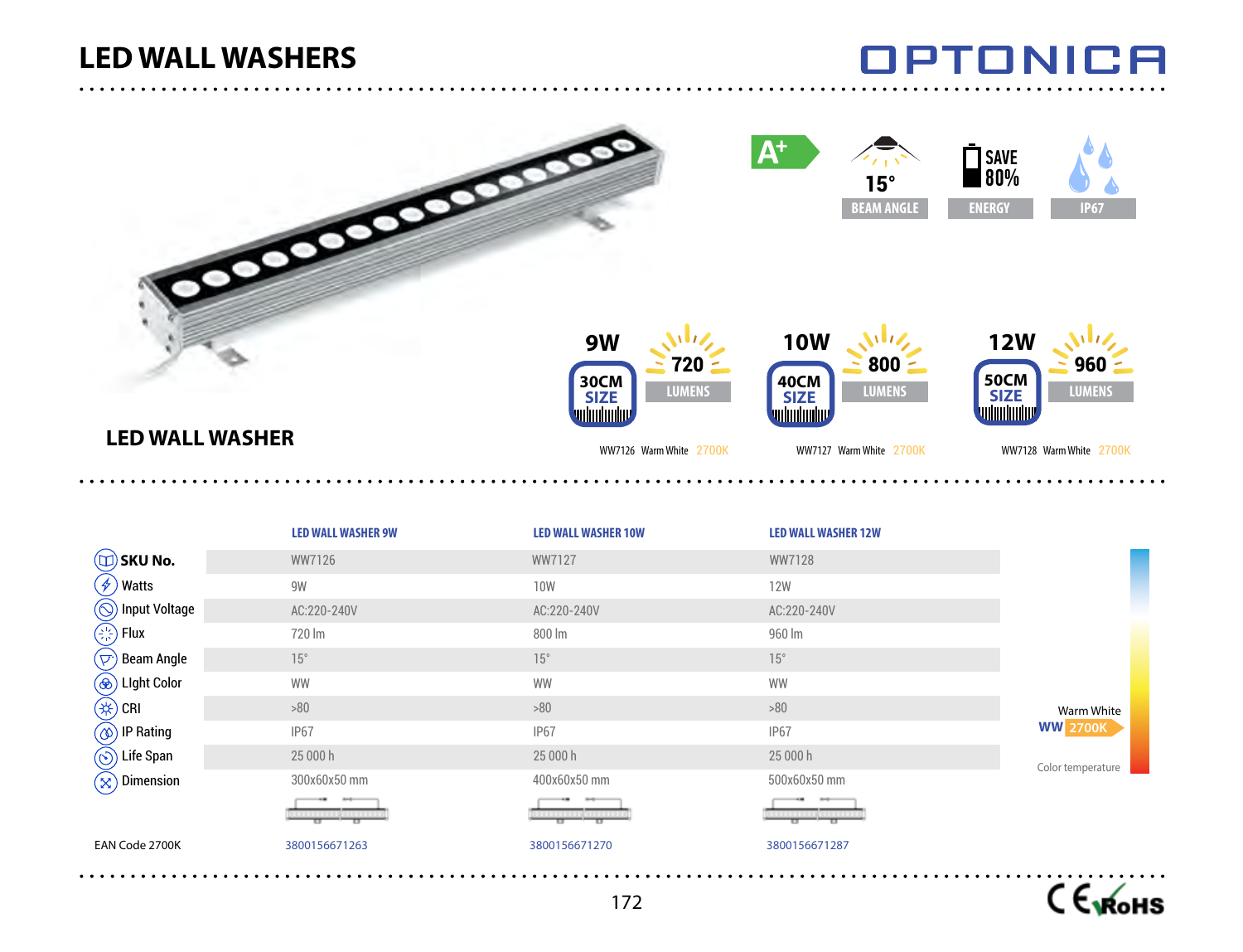# LED WALL WASHERS

OPTONICA

A+

15° BEAM ANGLE

SAVE 80% ENERGY

IP67

## LED WALL WASHER

9W — 30CM SIZE — 720 LUMENS
WW7126 Warm White 2700K

10W — 40CM SIZE — 800 LUMENS
WW7127 Warm White 2700K

12W — 50CM SIZE — 960 LUMENS
WW7128 Warm White 2700K

| | LED WALL WASHER 9W | LED WALL WASHER 10W | LED WALL WASHER 12W |
|---|---|---|---|
| SKU No. | WW7126 | WW7127 | WW7128 |
| Watts | 9W | 10W | 12W |
| Input Voltage | AC:220-240V | AC:220-240V | AC:220-240V |
| Flux | 720 lm | 800 lm | 960 lm |
| Beam Angle | 15° | 15° | 15° |
| Light Color | WW | WW | WW |
| CRI | >80 | >80 | >80 |
| IP Rating | IP67 | IP67 | IP67 |
| Life Span | 25 000 h | 25 000 h | 25 000 h |
| Dimension | 300x60x50 mm | 400x60x50 mm | 500x60x50 mm |
| EAN Code 2700K | 3800156671263 | 3800156671270 | 3800156671287 |

Warm White
WW 2700K
Color temperature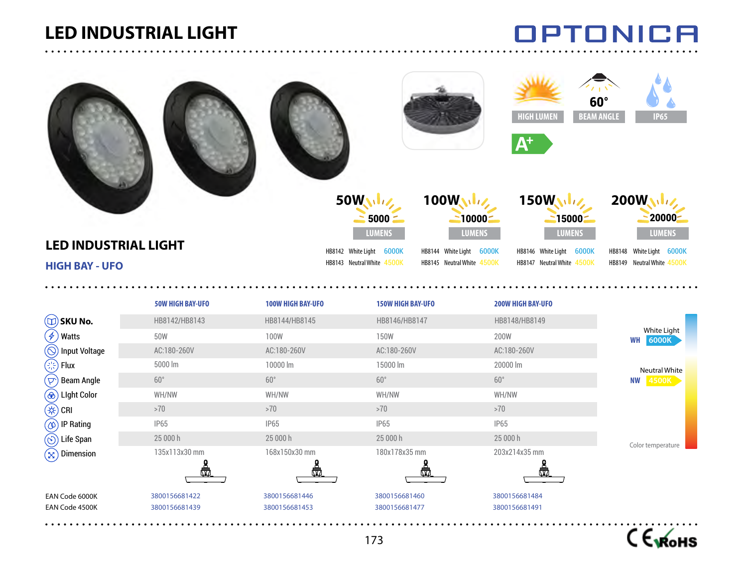# LED INDUSTRIAL LIGHT

OPTONICA

HIGH LUMEN | 60° BEAM ANGLE | IP65

A+

| 50W | 100W | 150W | 200W |
|---|---|---|---|
| 5000 LUMENS | 10000 LUMENS | 15000 LUMENS | 20000 LUMENS |
| HB8142 White Light 6000K | HB8144 White Light 6000K | HB8146 White Light 6000K | HB8148 White Light 6000K |
| HB8143 Neutral White 4500K | HB8145 Neutral White 4500K | HB8147 Neutral White 4500K | HB8149 Neutral White 4500K |

## LED INDUSTRIAL LIGHT

## HIGH BAY - UFO

| | 50W HIGH BAY-UFO | 100W HIGH BAY-UFO | 150W HIGH BAY-UFO | 200W HIGH BAY-UFO |
|---|---|---|---|---|
| **SKU No.** | HB8142/HB8143 | HB8144/HB8145 | HB8146/HB8147 | HB8148/HB8149 |
| Watts | 50W | 100W | 150W | 200W |
| Input Voltage | AC:180-260V | AC:180-260V | AC:180-260V | AC:180-260V |
| Flux | 5000 lm | 10000 lm | 15000 lm | 20000 lm |
| Beam Angle | 60° | 60° | 60° | 60° |
| LIght Color | WH/NW | WH/NW | WH/NW | WH/NW |
| CRI | >70 | >70 | >70 | >70 |
| IP Rating | IP65 | IP65 | IP65 | IP65 |
| Life Span | 25 000 h | 25 000 h | 25 000 h | 25 000 h |
| Dimension | 135x113x30 mm | 168x150x30 mm | 180x178x35 mm | 203x214x35 mm |
| EAN Code 6000K | 3800156681422 | 3800156681446 | 3800156681460 | 3800156681484 |
| EAN Code 4500K | 3800156681439 | 3800156681453 | 3800156681477 | 3800156681491 |

White Light WH 6000K

Neutral White NW 4500K

Color temperature

CE RoHS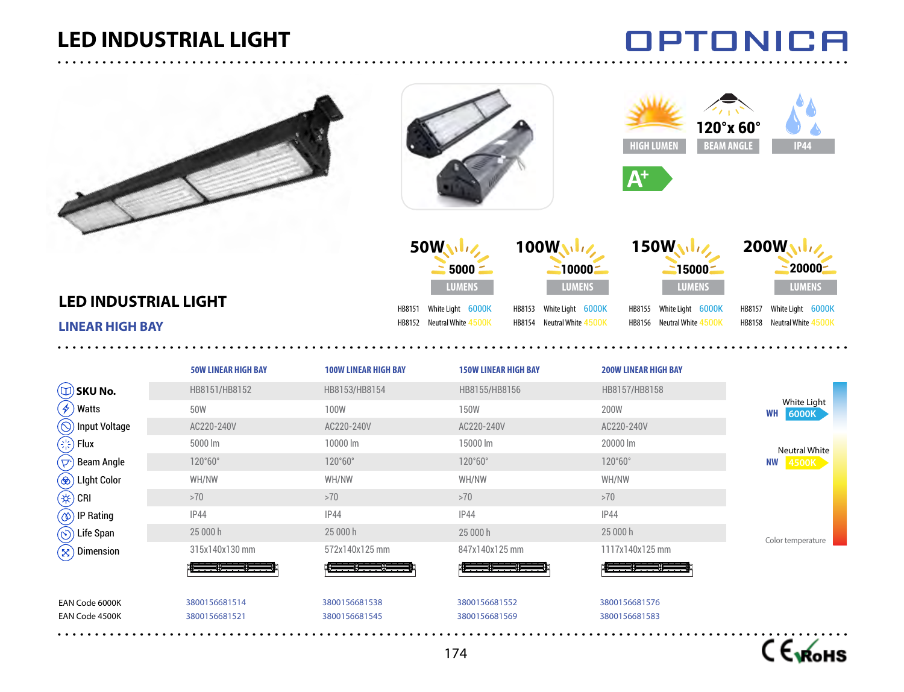# LED INDUSTRIAL LIGHT

OPTONICA

HIGH LUMEN

120°x 60° BEAM ANGLE

IP44

A+

50W 5000 LUMENS

HB8151 White Light 6000K
HB8152 Neutral White 4500K

100W 10000 LUMENS

HB8153 White Light 6000K
HB8154 Neutral White 4500K

150W 15000 LUMENS

HB8155 White Light 6000K
HB8156 Neutral White 4500K

200W 20000 LUMENS

HB8157 White Light 6000K
HB8158 Neutral White 4500K

## LED INDUSTRIAL LIGHT

### LINEAR HIGH BAY

| | 50W LINEAR HIGH BAY | 100W LINEAR HIGH BAY | 150W LINEAR HIGH BAY | 200W LINEAR HIGH BAY |
|---|---|---|---|---|
| SKU No. | HB8151/HB8152 | HB8153/HB8154 | HB8155/HB8156 | HB8157/HB8158 |
| Watts | 50W | 100W | 150W | 200W |
| Input Voltage | AC220-240V | AC220-240V | AC220-240V | AC220-240V |
| Flux | 5000 lm | 10000 lm | 15000 lm | 20000 lm |
| Beam Angle | 120°60° | 120°60° | 120°60° | 120°60° |
| LIght Color | WH/NW | WH/NW | WH/NW | WH/NW |
| CRI | >70 | >70 | >70 | >70 |
| IP Rating | IP44 | IP44 | IP44 | IP44 |
| Life Span | 25 000 h | 25 000 h | 25 000 h | 25 000 h |
| Dimension | 315x140x130 mm | 572x140x125 mm | 847x140x125 mm | 1117x140x125 mm |
| EAN Code 6000K | 3800156681514 | 3800156681538 | 3800156681552 | 3800156681576 |
| EAN Code 4500K | 3800156681521 | 3800156681545 | 3800156681569 | 3800156681583 |

WH White Light 6000K

NW Neutral White 4500K

Color temperature

CE RoHS